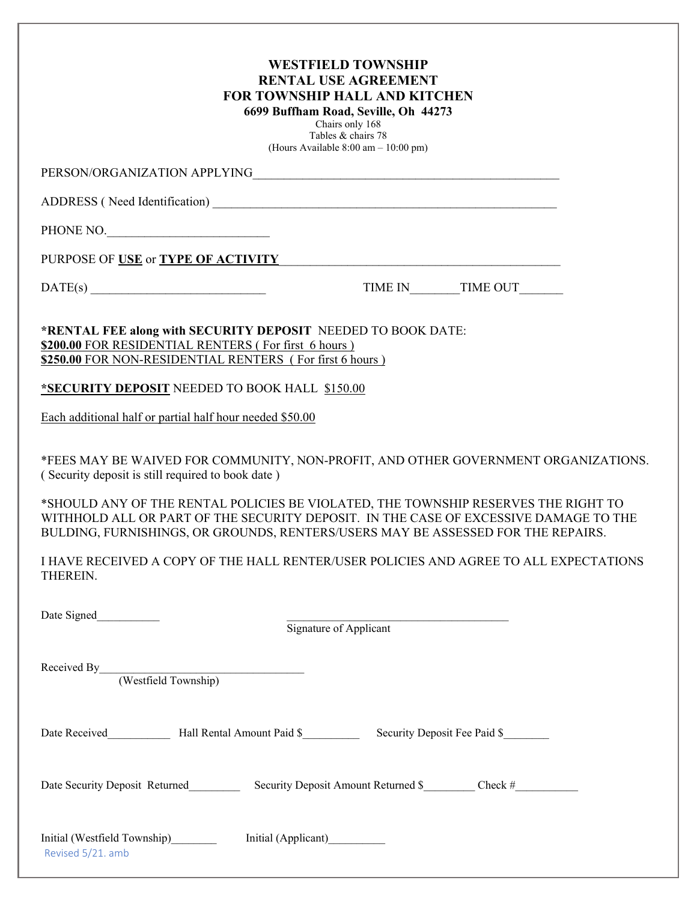# WESTFIELD TOWNSHIP
# RENTAL USE AGREEMENT
# FOR TOWNSHIP HALL AND KITCHEN

**6699 Buffham Road, Seville, Oh 44273**

Chairs only 168
Tables & chairs 78
(Hours Available 8:00 am – 10:00 pm)

PERSON/ORGANIZATION APPLYING_______________________________________________

ADDRESS ( Need Identification) ______________________________________________________

PHONE NO._________________________

PURPOSE OF **USE** or **TYPE OF ACTIVITY**____________________________________________

DATE(s) ___________________________ TIME IN_______TIME OUT_______

***RENTAL FEE along with SECURITY DEPOSIT** NEEDED TO BOOK DATE:
**$200.00** FOR RESIDENTIAL RENTERS ( For first 6 hours )
**$250.00** FOR NON-RESIDENTIAL RENTERS ( For first 6 hours )

***SECURITY DEPOSIT** NEEDED TO BOOK HALL $150.00

Each additional half or partial half hour needed $50.00

*FEES MAY BE WAIVED FOR COMMUNITY, NON-PROFIT, AND OTHER GOVERNMENT ORGANIZATIONS. ( Security deposit is still required to book date )

*SHOULD ANY OF THE RENTAL POLICIES BE VIOLATED, THE TOWNSHIP RESERVES THE RIGHT TO WITHHOLD ALL OR PART OF THE SECURITY DEPOSIT. IN THE CASE OF EXCESSIVE DAMAGE TO THE BULDING, FURNISHINGS, OR GROUNDS, RENTERS/USERS MAY BE ASSESSED FOR THE REPAIRS.

I HAVE RECEIVED A COPY OF THE HALL RENTER/USER POLICIES AND AGREE TO ALL EXPECTATIONS THEREIN.

Date Signed__________ ____________________________________
Signature of Applicant

Received By___________________________________
(Westfield Township)

Date Received__________ Hall Rental Amount Paid $_________ Security Deposit Fee Paid $________

Date Security Deposit Returned_________ Security Deposit Amount Returned $________ Check #__________

Initial (Westfield Township)________ Initial (Applicant)_________

Revised 5/21. amb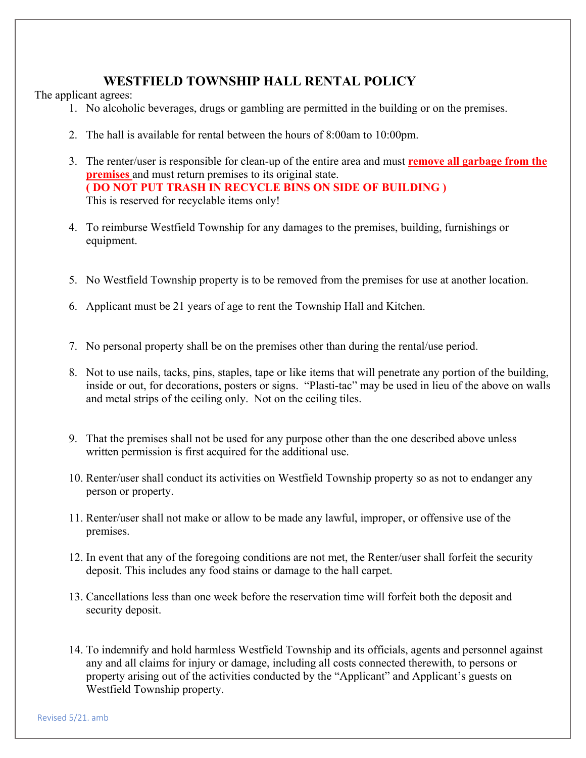# WESTFIELD TOWNSHIP HALL RENTAL POLICY

The applicant agrees:

1. No alcoholic beverages, drugs or gambling are permitted in the building or on the premises.

2. The hall is available for rental between the hours of 8:00am to 10:00pm.

3. The renter/user is responsible for clean-up of the entire area and must **remove all garbage from the premises** and must return premises to its original state.
   **( DO NOT PUT TRASH IN RECYCLE BINS ON SIDE OF BUILDING )**
   This is reserved for recyclable items only!

4. To reimburse Westfield Township for any damages to the premises, building, furnishings or equipment.

5. No Westfield Township property is to be removed from the premises for use at another location.

6. Applicant must be 21 years of age to rent the Township Hall and Kitchen.

7. No personal property shall be on the premises other than during the rental/use period.

8. Not to use nails, tacks, pins, staples, tape or like items that will penetrate any portion of the building, inside or out, for decorations, posters or signs. "Plasti-tac" may be used in lieu of the above on walls and metal strips of the ceiling only. Not on the ceiling tiles.

9. That the premises shall not be used for any purpose other than the one described above unless written permission is first acquired for the additional use.

10. Renter/user shall conduct its activities on Westfield Township property so as not to endanger any person or property.

11. Renter/user shall not make or allow to be made any lawful, improper, or offensive use of the premises.

12. In event that any of the foregoing conditions are not met, the Renter/user shall forfeit the security deposit. This includes any food stains or damage to the hall carpet.

13. Cancellations less than one week before the reservation time will forfeit both the deposit and security deposit.

14. To indemnify and hold harmless Westfield Township and its officials, agents and personnel against any and all claims for injury or damage, including all costs connected therewith, to persons or property arising out of the activities conducted by the "Applicant" and Applicant's guests on Westfield Township property.

Revised 5/21. amb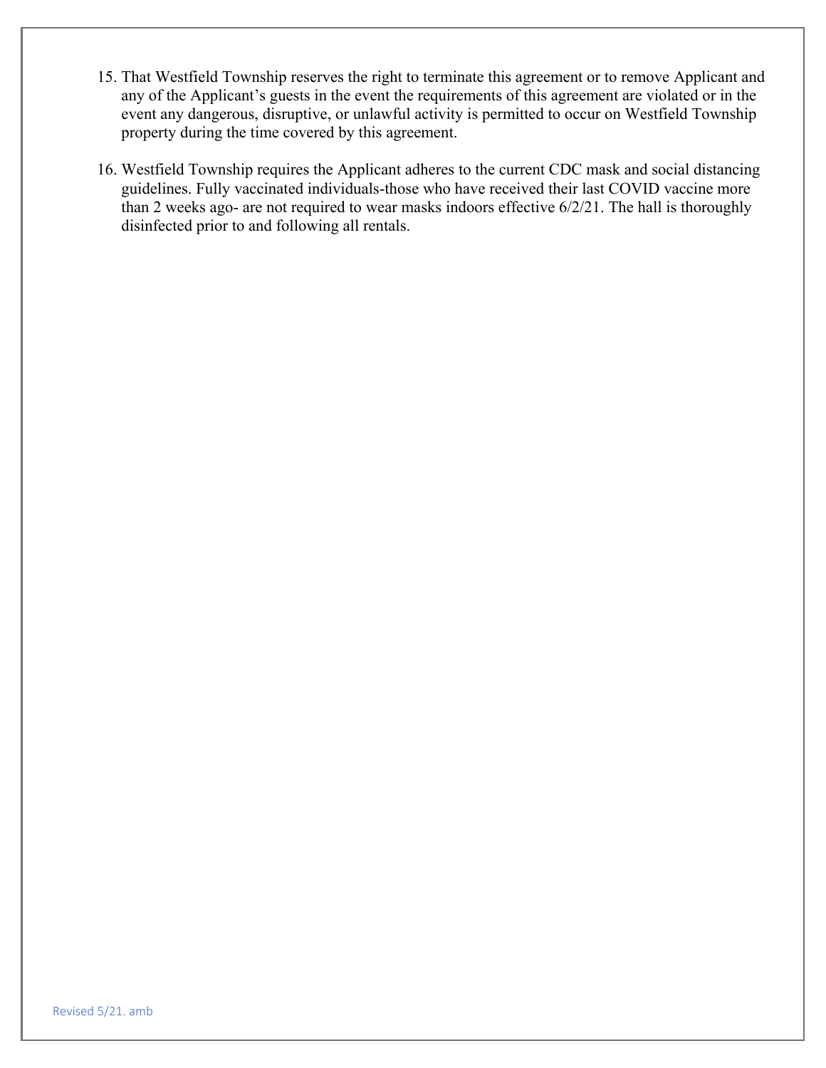15. That Westfield Township reserves the right to terminate this agreement or to remove Applicant and any of the Applicant's guests in the event the requirements of this agreement are violated or in the event any dangerous, disruptive, or unlawful activity is permitted to occur on Westfield Township property during the time covered by this agreement.

16. Westfield Township requires the Applicant adheres to the current CDC mask and social distancing guidelines. Fully vaccinated individuals-those who have received their last COVID vaccine more than 2 weeks ago- are not required to wear masks indoors effective 6/2/21. The hall is thoroughly disinfected prior to and following all rentals.

Revised 5/21. amb